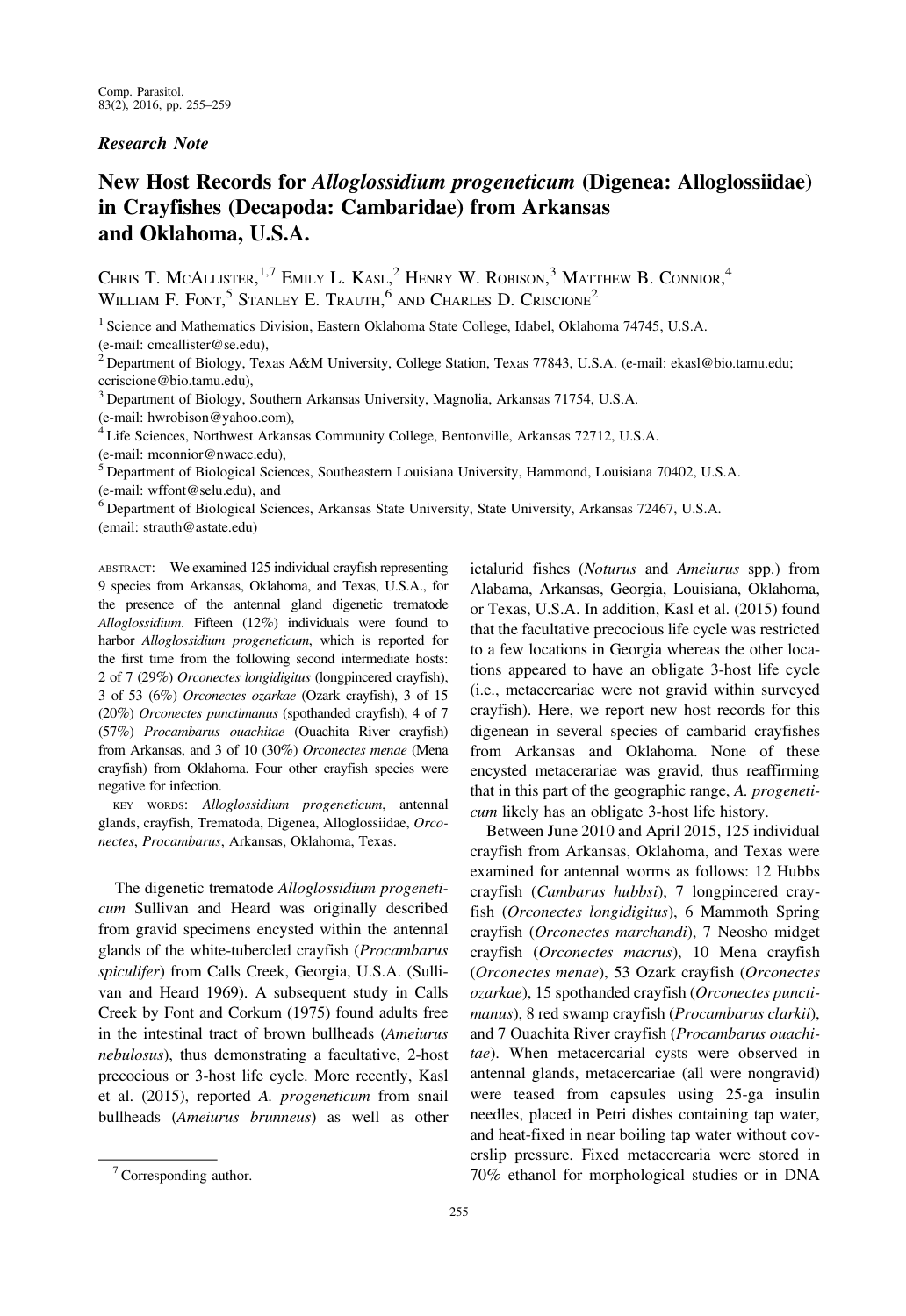*Research Note*

# New Host Records for *Alloglossidium progeneticum* (Digenea: Alloglossiidae) in Crayfishes (Decapoda: Cambaridae) from Arkansas and Oklahoma, U.S.A.

Chris T. McAllister,[1,7] Emily L. Kasl,[2] Henry W. Robison,[3] Matthew B. Connior,[4] William F. Font,[5] Stanley E. Trauth,[6] and Charles D. Criscione[2]

[1] Science and Mathematics Division, Eastern Oklahoma State College, Idabel, Oklahoma 74745, U.S.A. (e-mail: cmcallister@se.edu),

[2] Department of Biology, Texas A&M University, College Station, Texas 77843, U.S.A. (e-mail: ekasl@bio.tamu.edu; ccriscione@bio.tamu.edu),

[3] Department of Biology, Southern Arkansas University, Magnolia, Arkansas 71754, U.S.A. (e-mail: hwrobison@yahoo.com),

[4] Life Sciences, Northwest Arkansas Community College, Bentonville, Arkansas 72712, U.S.A. (e-mail: mconnior@nwacc.edu),

[5] Department of Biological Sciences, Southeastern Louisiana University, Hammond, Louisiana 70402, U.S.A. (e-mail: wffont@selu.edu), and

[6] Department of Biological Sciences, Arkansas State University, State University, Arkansas 72467, U.S.A. (email: strauth@astate.edu)

ABSTRACT: We examined 125 individual crayfish representing 9 species from Arkansas, Oklahoma, and Texas, U.S.A., for the presence of the antennal gland digenetic trematode *Alloglossidium*. Fifteen (12%) individuals were found to harbor *Alloglossidium progeneticum*, which is reported for the first time from the following second intermediate hosts: 2 of 7 (29%) *Orconectes longidigitus* (longpincered crayfish), 3 of 53 (6%) *Orconectes ozarkae* (Ozark crayfish), 3 of 15 (20%) *Orconectes punctimanus* (spothanded crayfish), 4 of 7 (57%) *Procambarus ouachitae* (Ouachita River crayfish) from Arkansas, and 3 of 10 (30%) *Orconectes menae* (Mena crayfish) from Oklahoma. Four other crayfish species were negative for infection.

KEY WORDS: *Alloglossidium progeneticum*, antennal glands, crayfish, Trematoda, Digenea, Alloglossiidae, *Orconectes*, *Procambarus*, Arkansas, Oklahoma, Texas.

The digenetic trematode *Alloglossidium progeneticum* Sullivan and Heard was originally described from gravid specimens encysted within the antennal glands of the white-tubercled crayfish (*Procambarus spiculifer*) from Calls Creek, Georgia, U.S.A. (Sullivan and Heard 1969). A subsequent study in Calls Creek by Font and Corkum (1975) found adults free in the intestinal tract of brown bullheads (*Ameiurus nebulosus*), thus demonstrating a facultative, 2-host precocious or 3-host life cycle. More recently, Kasl et al. (2015), reported *A. progeneticum* from snail bullheads (*Ameiurus brunneus*) as well as other ictalurid fishes (*Noturus* and *Ameiurus* spp.) from Alabama, Arkansas, Georgia, Louisiana, Oklahoma, or Texas, U.S.A. In addition, Kasl et al. (2015) found that the facultative precocious life cycle was restricted to a few locations in Georgia whereas the other locations appeared to have an obligate 3-host life cycle (i.e., metacercariae were not gravid within surveyed crayfish). Here, we report new host records for this digenean in several species of cambarid crayfishes from Arkansas and Oklahoma. None of these encysted metacerariae was gravid, thus reaffirming that in this part of the geographic range, *A. progeneticum* likely has an obligate 3-host life history.

Between June 2010 and April 2015, 125 individual crayfish from Arkansas, Oklahoma, and Texas were examined for antennal worms as follows: 12 Hubbs crayfish (*Cambarus hubbsi*), 7 longpincered crayfish (*Orconectes longidigitus*), 6 Mammoth Spring crayfish (*Orconectes marchandi*), 7 Neosho midget crayfish (*Orconectes macrus*), 10 Mena crayfish (*Orconectes menae*), 53 Ozark crayfish (*Orconectes ozarkae*), 15 spothanded crayfish (*Orconectes punctimanus*), 8 red swamp crayfish (*Procambarus clarkii*), and 7 Ouachita River crayfish (*Procambarus ouachitae*). When metacercarial cysts were observed in antennal glands, metacercariae (all were nongravid) were teased from capsules using 25-ga insulin needles, placed in Petri dishes containing tap water, and heat-fixed in near boiling tap water without coverslip pressure. Fixed metacercaria were stored in 70% ethanol for morphological studies or in DNA

[7] Corresponding author.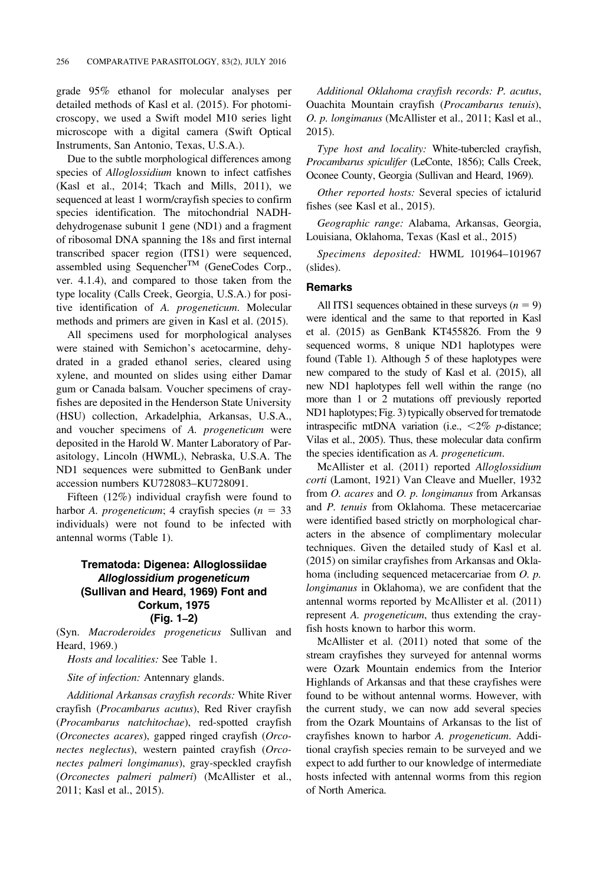grade 95% ethanol for molecular analyses per detailed methods of Kasl et al. (2015). For photomicroscopy, we used a Swift model M10 series light microscope with a digital camera (Swift Optical Instruments, San Antonio, Texas, U.S.A.).

Due to the subtle morphological differences among species of *Alloglossidium* known to infect catfishes (Kasl et al., 2014; Tkach and Mills, 2011), we sequenced at least 1 worm/crayfish species to confirm species identification. The mitochondrial NADH-dehydrogenase subunit 1 gene (ND1) and a fragment of ribosomal DNA spanning the 18s and first internal transcribed spacer region (ITS1) were sequenced, assembled using Sequencher™ (GeneCodes Corp., ver. 4.1.4), and compared to those taken from the type locality (Calls Creek, Georgia, U.S.A.) for positive identification of *A. progeneticum*. Molecular methods and primers are given in Kasl et al. (2015).

All specimens used for morphological analyses were stained with Semichon's acetocarmine, dehydrated in a graded ethanol series, cleared using xylene, and mounted on slides using either Damar gum or Canada balsam. Voucher specimens of crayfishes are deposited in the Henderson State University (HSU) collection, Arkadelphia, Arkansas, U.S.A., and voucher specimens of *A. progeneticum* were deposited in the Harold W. Manter Laboratory of Parasitology, Lincoln (HWML), Nebraska, U.S.A. The ND1 sequences were submitted to GenBank under accession numbers KU728083–KU728091.

Fifteen (12%) individual crayfish were found to harbor *A. progeneticum*; 4 crayfish species ($n = 33$ individuals) were not found to be infected with antennal worms (Table 1).

### Trematoda: Digenea: Alloglossiidae *Alloglossidium progeneticum* (Sullivan and Heard, 1969) Font and Corkum, 1975 (Fig. 1–2)

(Syn. *Macroderoides progeneticus* Sullivan and Heard, 1969.)

*Hosts and localities:* See Table 1.

*Site of infection:* Antennary glands.

*Additional Arkansas crayfish records:* White River crayfish (*Procambarus acutus*), Red River crayfish (*Procambarus natchitochae*), red-spotted crayfish (*Orconectes acares*), gapped ringed crayfish (*Orconectes neglectus*), western painted crayfish (*Orconectes palmeri longimanus*), gray-speckled crayfish (*Orconectes palmeri palmeri*) (McAllister et al., 2011; Kasl et al., 2015).

*Additional Oklahoma crayfish records: P. acutus*, Ouachita Mountain crayfish (*Procambarus tenuis*), *O. p. longimanus* (McAllister et al., 2011; Kasl et al., 2015).

*Type host and locality:* White-tubercled crayfish, *Procambarus spiculifer* (LeConte, 1856); Calls Creek, Oconee County, Georgia (Sullivan and Heard, 1969).

*Other reported hosts:* Several species of ictalurid fishes (see Kasl et al., 2015).

*Geographic range:* Alabama, Arkansas, Georgia, Louisiana, Oklahoma, Texas (Kasl et al., 2015)

*Specimens deposited:* HWML 101964–101967 (slides).

#### Remarks

All ITS1 sequences obtained in these surveys ($n = 9$) were identical and the same to that reported in Kasl et al. (2015) as GenBank KT455826. From the 9 sequenced worms, 8 unique ND1 haplotypes were found (Table 1). Although 5 of these haplotypes were new compared to the study of Kasl et al. (2015), all new ND1 haplotypes fell well within the range (no more than 1 or 2 mutations off previously reported ND1 haplotypes; Fig. 3) typically observed for trematode intraspecific mtDNA variation (i.e., $<2\%$ *p*-distance; Vilas et al., 2005). Thus, these molecular data confirm the species identification as *A. progeneticum*.

McAllister et al. (2011) reported *Alloglossidium corti* (Lamont, 1921) Van Cleave and Mueller, 1932 from *O. acares* and *O. p. longimanus* from Arkansas and *P. tenuis* from Oklahoma. These metacercariae were identified based strictly on morphological characters in the absence of complimentary molecular techniques. Given the detailed study of Kasl et al. (2015) on similar crayfishes from Arkansas and Oklahoma (including sequenced metacercariae from *O. p. longimanus* in Oklahoma), we are confident that the antennal worms reported by McAllister et al. (2011) represent *A. progeneticum*, thus extending the crayfish hosts known to harbor this worm.

McAllister et al. (2011) noted that some of the stream crayfishes they surveyed for antennal worms were Ozark Mountain endemics from the Interior Highlands of Arkansas and that these crayfishes were found to be without antennal worms. However, with the current study, we can now add several species from the Ozark Mountains of Arkansas to the list of crayfishes known to harbor *A. progeneticum*. Additional crayfish species remain to be surveyed and we expect to add further to our knowledge of intermediate hosts infected with antennal worms from this region of North America.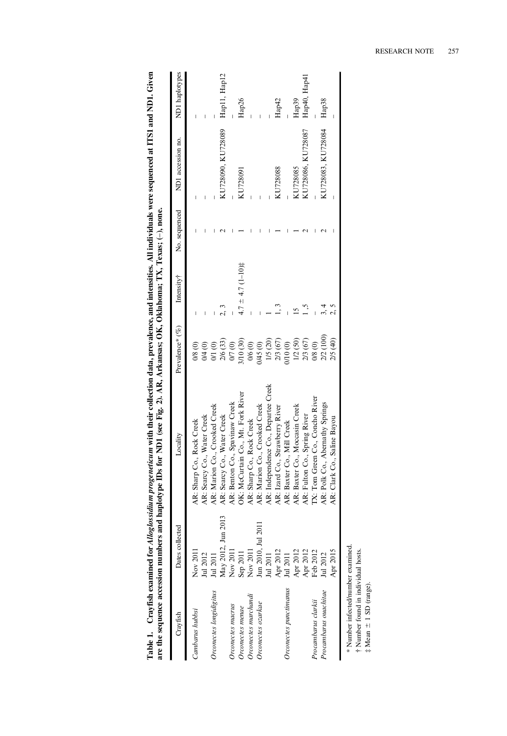**Table 1. Crayfish examined for *Alloglossidium progeneticum* with their collection data, prevalence, and intensities. All individuals were sequenced at ITS1 and ND1. Given are the sequence accession numbers and haplotype IDs for ND1 (see Fig. 2). AR, Arkansas; OK, Oklahoma; TX, Texas; (–), none.**

| Crayfish | Dates collected | Locality | Prevalence* (%) | Intensity† | No. sequenced | ND1 accession no. | ND1 haplotypes |
|---|---|---|---|---|---|---|---|
| *Cambarus hubbsi* | Nov 2011 | AR: Sharp Co., Rock Creek | 0/8 (0) | – | – | – | – |
| | Jul 2012 | AR: Searcy Co., Water Creek | 0/4 (0) | – | – | – | – |
| *Orconectes longidigitus* | Jul 2011 | AR: Marion Co., Crooked Creek | 0/1 (0) | – | – | – | – |
| | May 2012, Jun 2013 | AR: Searcy Co., Water Creek | 2/6 (33) | 2, 3 | 2 | KU728090, KU728089 | Hap11, Hap12 |
| *Orconectes macrus* | Nov 2011 | AR: Benton Co., Spavinaw Creek | 0/7 (0) | – | – | – | – |
| *Orconectes menae* | Sep 2011 | OK: McCurtain Co., Mt. Fork River | 3/10 (30) | 4.7 ± 4.7 (1–10)‡ | 1 | KU728091 | Hap26 |
| *Orconectes marchandi* | Nov 2011 | AR: Sharp Co., Rock Creek | 0/6 (0) | – | – | – | – |
| *Orconectes ozarkae* | Jun 2010, Jul 2011 | AR: Marion Co., Crooked Creek | 0/45 (0) | – | – | – | – |
| | Jul 2011 | AR: Independence Co., Departee Creek | 1/5 (20) | 1 | – | – | – |
| | Apr 2012 | AR: Izard Co., Strawberry River | 2/3 (67) | 1, 3 | 1 | KU728088 | Hap42 |
| *Orconectes punctimanus* | Jul 2011 | AR: Baxter Co., Mill Creek | 0/10 (0) | – | – | – | – |
| | Apr 2012 | AR: Baxter Co., Moccasin Creek | 1/2 (50) | 15 | 1 | KU728085 | Hap39 |
| | Apr 2012 | AR: Fulton Co., Spring River | 2/3 (67) | 1, 5 | 2 | KU728086, KU728087 | Hap40, Hap41 |
| *Procambarus clarkii* | Feb 2012 | TX: Tom Green Co., Concho River | 0/8 (0) | – | – | – | – |
| *Procambarus ouachitae* | Jul 2012 | AR: Polk Co., Abernathy Springs | 2/2 (100) | 3, 4 | 2 | KU728083, KU728084 | Hap38 |
| | Apr 2015 | AR: Clark Co., Saline Bayou | 2/5 (40) | 2, 5 | – | – | – |

\* Number infected/number examined.
† Number found in individual hosts.
‡ Mean ± 1 SD (range).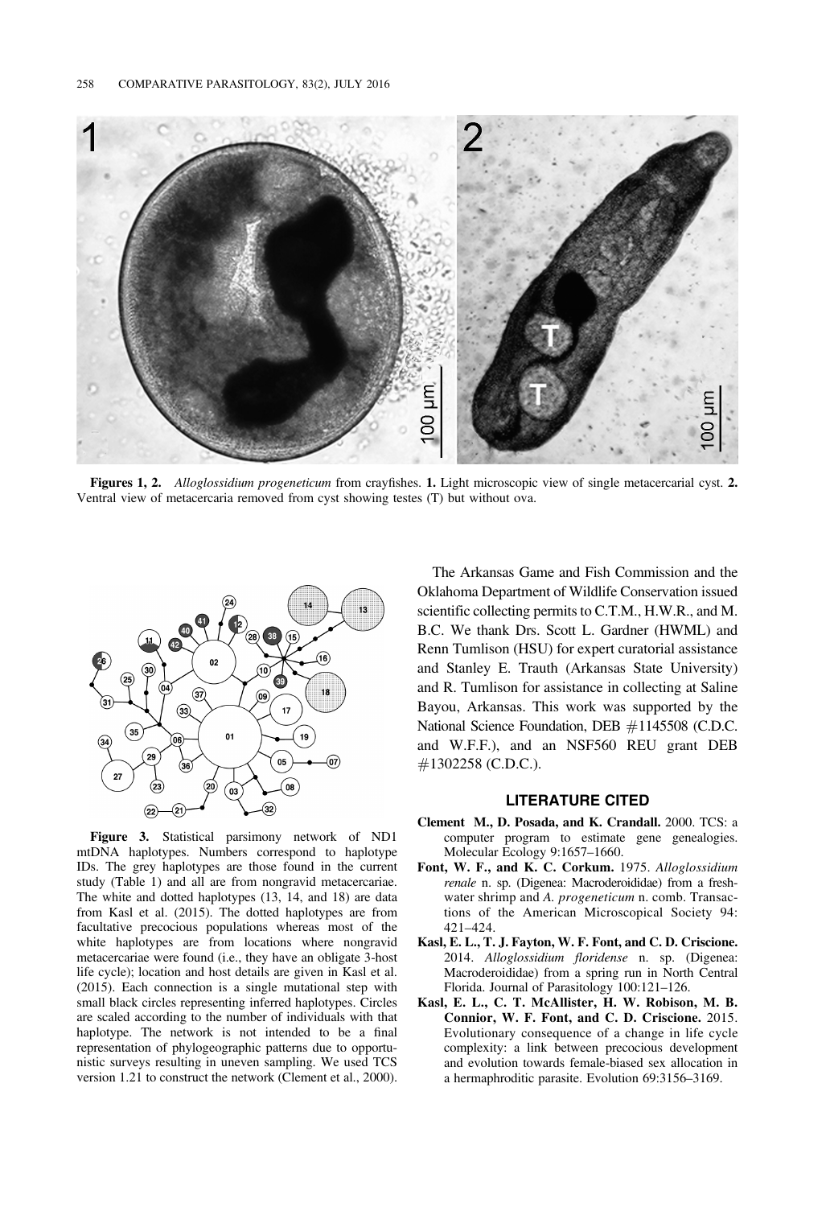**Figures 1, 2.** *Alloglossidium progeneticum* from crayfishes. **1.** Light microscopic view of single metacercarial cyst. **2.** Ventral view of metacercaria removed from cyst showing testes (T) but without ova.

**Figure 3.** Statistical parsimony network of ND1 mtDNA haplotypes. Numbers correspond to haplotype IDs. The grey haplotypes are those found in the current study (Table 1) and all are from nongravid metacercariae. The white and dotted haplotypes (13, 14, and 18) are data from Kasl et al. (2015). The dotted haplotypes are from facultative precocious populations whereas most of the white haplotypes are from locations where nongravid metacercariae were found (i.e., they have an obligate 3-host life cycle); location and host details are given in Kasl et al. (2015). Each connection is a single mutational step with small black circles representing inferred haplotypes. Circles are scaled according to the number of individuals with that haplotype. The network is not intended to be a final representation of phylogeographic patterns due to opportunistic surveys resulting in uneven sampling. We used TCS version 1.21 to construct the network (Clement et al., 2000).

The Arkansas Game and Fish Commission and the Oklahoma Department of Wildlife Conservation issued scientific collecting permits to C.T.M., H.W.R., and M. B.C. We thank Drs. Scott L. Gardner (HWML) and Renn Tumlison (HSU) for expert curatorial assistance and Stanley E. Trauth (Arkansas State University) and R. Tumlison for assistance in collecting at Saline Bayou, Arkansas. This work was supported by the National Science Foundation, DEB #1145508 (C.D.C. and W.F.F.), and an NSF560 REU grant DEB #1302258 (C.D.C.).

## LITERATURE CITED

**Clement M., D. Posada, and K. Crandall.** 2000. TCS: a computer program to estimate gene genealogies. Molecular Ecology 9:1657–1660.

**Font, W. F., and K. C. Corkum.** 1975. *Alloglossidium renale* n. sp. (Digenea: Macroderoididae) from a freshwater shrimp and *A. progeneticum* n. comb. Transactions of the American Microscopical Society 94: 421–424.

**Kasl, E. L., T. J. Fayton, W. F. Font, and C. D. Criscione.** 2014. *Alloglossidium floridense* n. sp. (Digenea: Macroderoididae) from a spring run in North Central Florida. Journal of Parasitology 100:121–126.

**Kasl, E. L., C. T. McAllister, H. W. Robison, M. B. Connior, W. F. Font, and C. D. Criscione.** 2015. Evolutionary consequence of a change in life cycle complexity: a link between precocious development and evolution towards female-biased sex allocation in a hermaphroditic parasite. Evolution 69:3156–3169.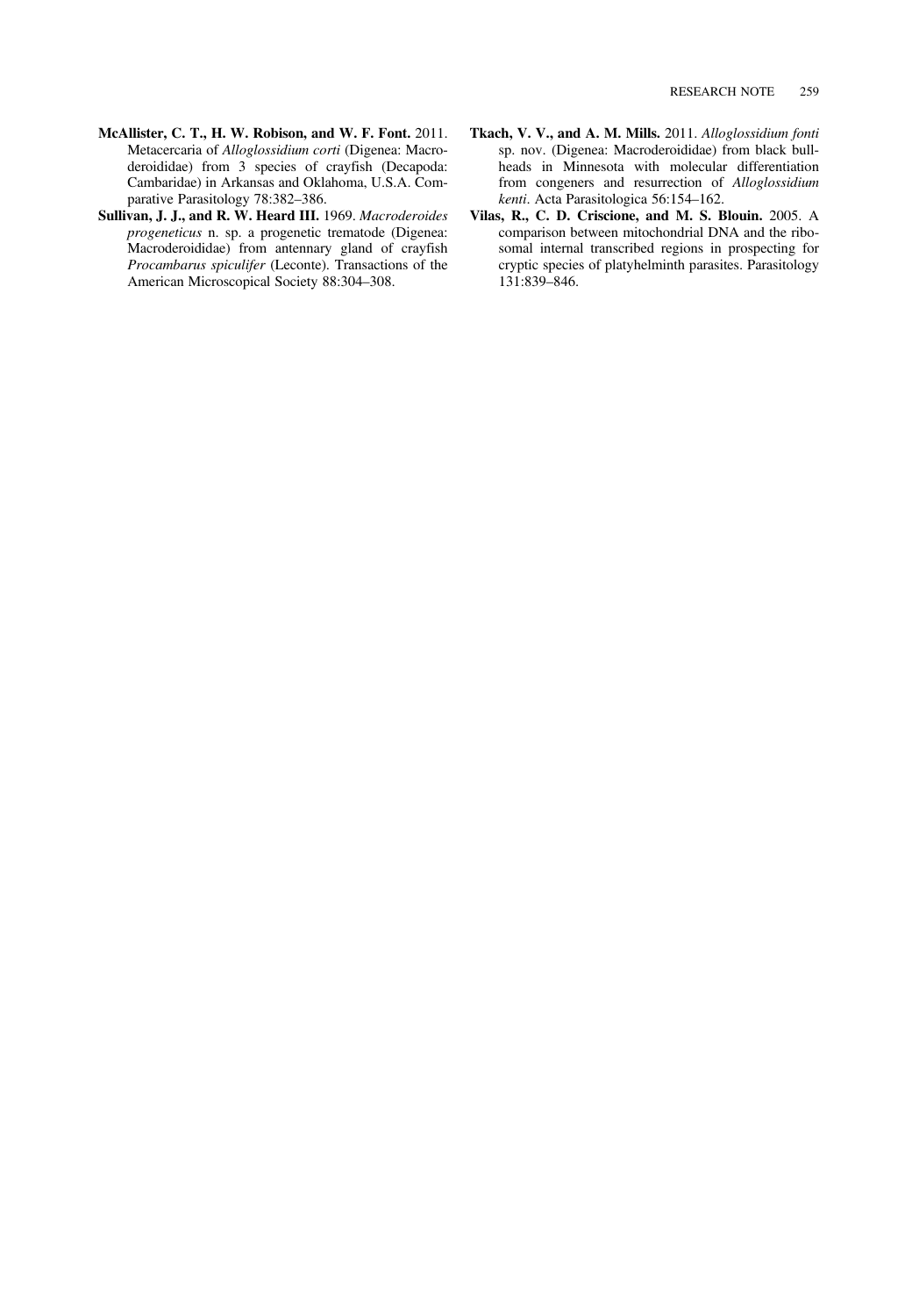**McAllister, C. T., H. W. Robison, and W. F. Font.** 2011. Metacercaria of *Alloglossidium corti* (Digenea: Macroderoididae) from 3 species of crayfish (Decapoda: Cambaridae) in Arkansas and Oklahoma, U.S.A. Comparative Parasitology 78:382–386.

**Sullivan, J. J., and R. W. Heard III.** 1969. *Macroderoides progeneticus* n. sp. a progenetic trematode (Digenea: Macroderoididae) from antennary gland of crayfish *Procambarus spiculifer* (Leconte). Transactions of the American Microscopical Society 88:304–308.

**Tkach, V. V., and A. M. Mills.** 2011. *Alloglossidium fonti* sp. nov. (Digenea: Macroderoididae) from black bullheads in Minnesota with molecular differentiation from congeners and resurrection of *Alloglossidium kenti*. Acta Parasitologica 56:154–162.

**Vilas, R., C. D. Criscione, and M. S. Blouin.** 2005. A comparison between mitochondrial DNA and the ribosomal internal transcribed regions in prospecting for cryptic species of platyhelminth parasites. Parasitology 131:839–846.